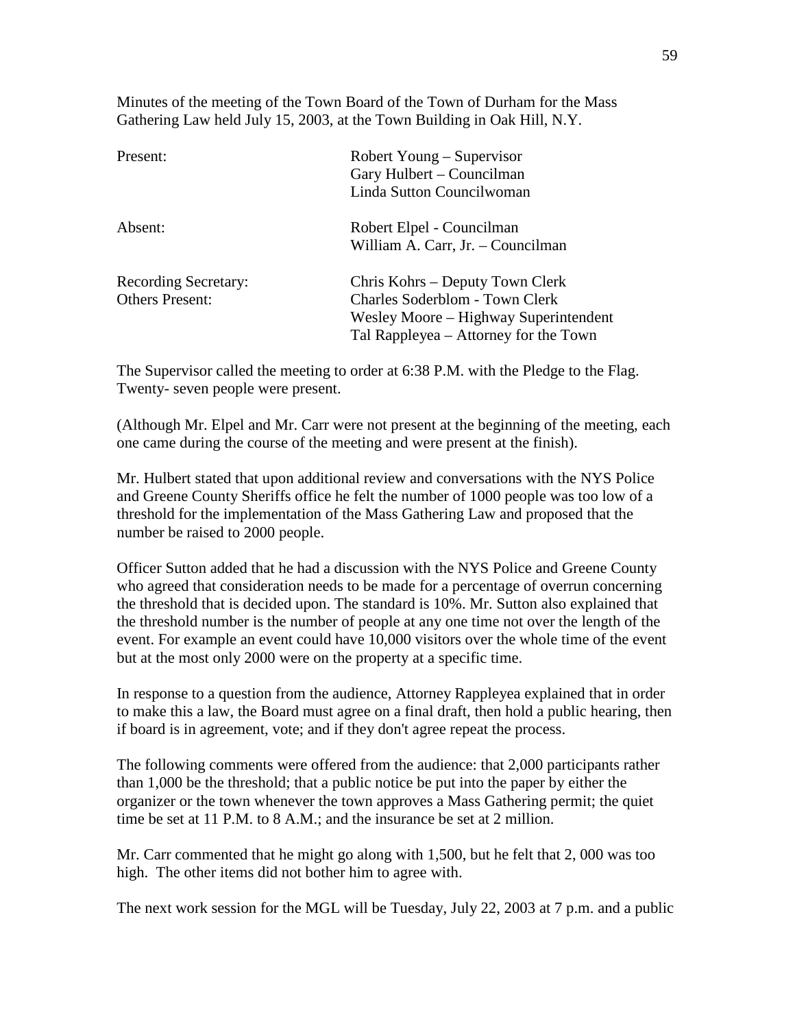Minutes of the meeting of the Town Board of the Town of Durham for the Mass Gathering Law held July 15, 2003, at the Town Building in Oak Hill, N.Y.

| | |
|---|---|
| Present: | Robert Young – Supervisor<br>Gary Hulbert – Councilman<br>Linda Sutton Councilwoman |
| Absent: | Robert Elpel - Councilman<br>William A. Carr, Jr. – Councilman |
| Recording Secretary: | Chris Kohrs – Deputy Town Clerk |
| Others Present: | Charles Soderblom - Town Clerk<br>Wesley Moore – Highway Superintendent<br>Tal Rappleyea – Attorney for the Town |

The Supervisor called the meeting to order at 6:38 P.M. with the Pledge to the Flag. Twenty- seven people were present.

(Although Mr. Elpel and Mr. Carr were not present at the beginning of the meeting, each one came during the course of the meeting and were present at the finish).

Mr. Hulbert stated that upon additional review and conversations with the NYS Police and Greene County Sheriffs office he felt the number of 1000 people was too low of a threshold for the implementation of the Mass Gathering Law and proposed that the number be raised to 2000 people.

Officer Sutton added that he had a discussion with the NYS Police and Greene County who agreed that consideration needs to be made for a percentage of overrun concerning the threshold that is decided upon. The standard is 10%. Mr. Sutton also explained that the threshold number is the number of people at any one time not over the length of the event. For example an event could have 10,000 visitors over the whole time of the event but at the most only 2000 were on the property at a specific time.

In response to a question from the audience, Attorney Rappleyea explained that in order to make this a law, the Board must agree on a final draft, then hold a public hearing, then if board is in agreement, vote; and if they don't agree repeat the process.

The following comments were offered from the audience: that 2,000 participants rather than 1,000 be the threshold; that a public notice be put into the paper by either the organizer or the town whenever the town approves a Mass Gathering permit; the quiet time be set at 11 P.M. to 8 A.M.; and the insurance be set at 2 million.

Mr. Carr commented that he might go along with 1,500, but he felt that 2, 000 was too high. The other items did not bother him to agree with.

The next work session for the MGL will be Tuesday, July 22, 2003 at 7 p.m. and a public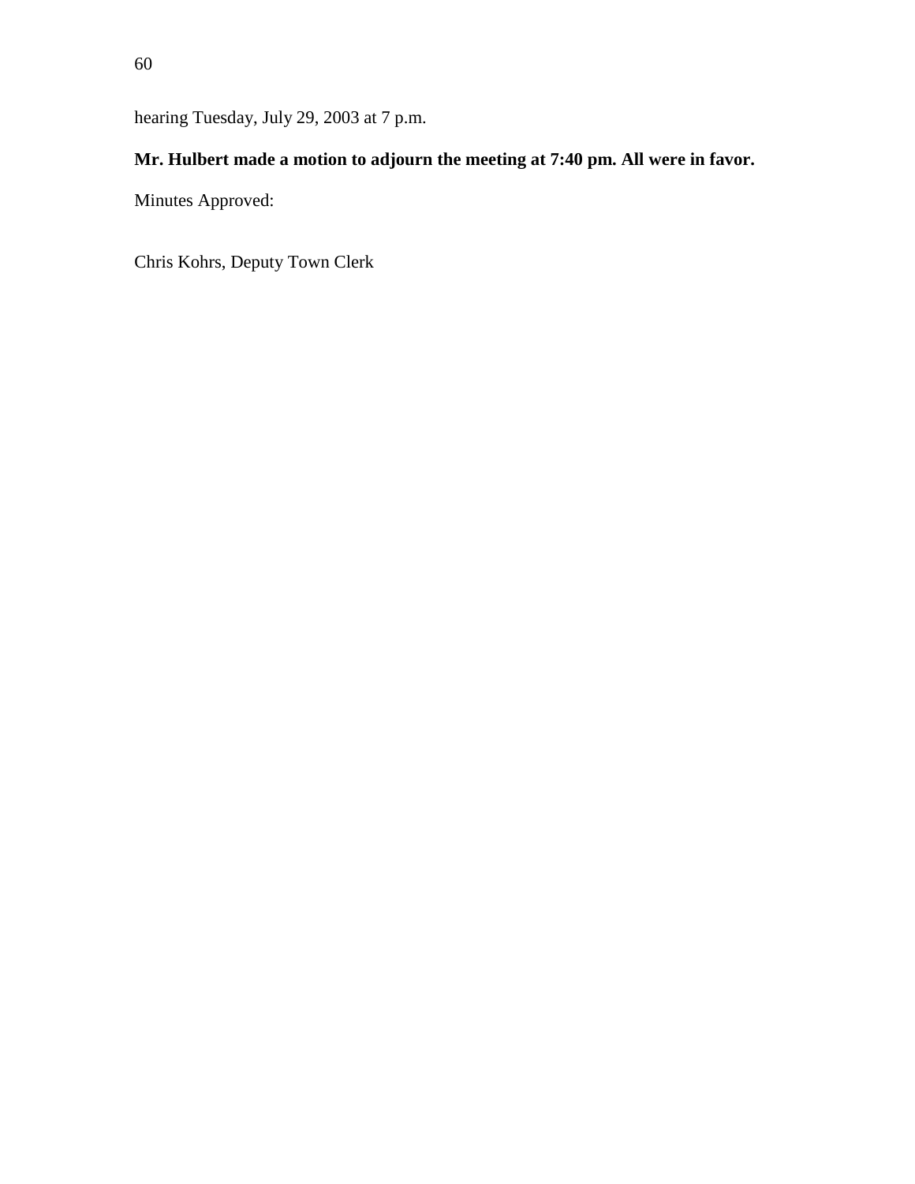hearing Tuesday, July 29, 2003 at 7 p.m.

**Mr. Hulbert made a motion to adjourn the meeting at 7:40 pm. All were in favor.**

Minutes Approved:

Chris Kohrs, Deputy Town Clerk